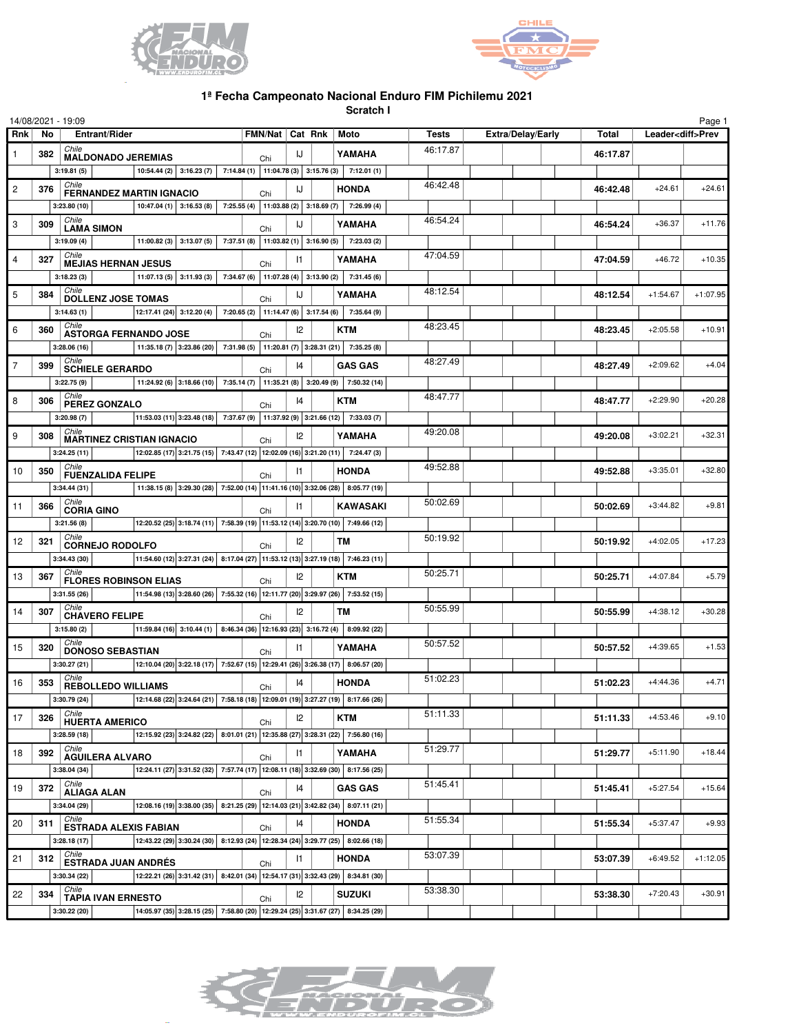# 1ª Fecha Campeonato Nacional Enduro FIM Pichilemu 2021

**Scratch I**

14/08/2021 - 19:09

| Rnk | No | Entrant/Rider | FMN/Nat | Cat | Rnk | Moto | Tests | Extra/Delay/Early | Total | Leader<diff>Prev | |
|---|---|---|---|---|---|---|---|---|---|---|---|
| 1 | 382 | Chile MALDONADO JEREMIAS | Chi | IJ | | YAMAHA | 46:17.87 | | 46:17.87 | | |
| | | 3:19.81 (5) / 10:54.44 (2) / 3:16.23 (7) / 7:14.84 (1) / 11:04.78 (3) / 3:15.76 (3) / 7:12.01 (1) | | | | | | | | | |
| 2 | 376 | Chile FERNANDEZ MARTIN IGNACIO | Chi | IJ | | HONDA | 46:42.48 | | 46:42.48 | +24.61 | +24.61 |
| | | 3:23.80 (10) / 10:47.04 (1) / 3:16.53 (8) / 7:25.55 (4) / 11:03.88 (2) / 3:18.69 (7) / 7:26.99 (4) | | | | | | | | | |
| 3 | 309 | Chile LAMA SIMON | Chi | IJ | | YAMAHA | 46:54.24 | | 46:54.24 | +36.37 | +11.76 |
| | | 3:19.09 (4) / 11:00.82 (3) / 3:13.07 (5) / 7:37.51 (8) / 11:03.82 (1) / 3:16.90 (5) / 7:23.03 (2) | | | | | | | | | |
| 4 | 327 | Chile MEJIAS HERNAN JESUS | Chi | I1 | | YAMAHA | 47:04.59 | | 47:04.59 | +46.72 | +10.35 |
| | | 3:18.23 (3) / 11:07.13 (5) / 3:11.93 (3) / 7:34.67 (6) / 11:07.28 (4) / 3:13.90 (2) / 7:31.45 (6) | | | | | | | | | |
| 5 | 384 | Chile DOLLENZ JOSE TOMAS | Chi | IJ | | YAMAHA | 48:12.54 | | 48:12.54 | +1:54.67 | +1:07.95 |
| | | 3:14.63 (1) / 12:17.41 (24) / 3:12.20 (4) / 7:20.65 (2) / 11:14.47 (6) / 3:17.54 (6) / 7:35.64 (9) | | | | | | | | | |
| 6 | 360 | Chile ASTORGA FERNANDO JOSE | Chi | I2 | | KTM | 48:23.45 | | 48:23.45 | +2:05.58 | +10.91 |
| | | 3:28.06 (16) / 11:35.18 (7) / 3:23.86 (20) / 7:31.98 (5) / 11:20.81 (7) / 3:28.31 (21) / 7:35.25 (8) | | | | | | | | | |
| 7 | 399 | Chile SCHIELE GERARDO | Chi | I4 | | GAS GAS | 48:27.49 | | 48:27.49 | +2:09.62 | +4.04 |
| | | 3:22.75 (9) / 11:24.92 (6) / 3:18.66 (10) / 7:35.14 (7) / 11:35.21 (8) / 3:20.49 (9) / 7:50.32 (14) | | | | | | | | | |
| 8 | 306 | Chile PEREZ GONZALO | Chi | I4 | | KTM | 48:47.77 | | 48:47.77 | +2:29.90 | +20.28 |
| | | 3:20.98 (7) / 11:53.03 (11) / 3:23.48 (18) / 7:37.67 (9) / 11:37.92 (9) / 3:21.66 (12) / 7:33.03 (7) | | | | | | | | | |
| 9 | 308 | Chile MARTINEZ CRISTIAN IGNACIO | Chi | I2 | | YAMAHA | 49:20.08 | | 49:20.08 | +3:02.21 | +32.31 |
| | | 3:24.25 (11) / 12:02.85 (17) / 3:21.75 (15) / 7:43.47 (12) / 12:02.09 (16) / 3:21.20 (11) / 7:24.47 (3) | | | | | | | | | |
| 10 | 350 | Chile FUENZALIDA FELIPE | Chi | I1 | | HONDA | 49:52.88 | | 49:52.88 | +3:35.01 | +32.80 |
| | | 3:34.44 (31) / 11:38.15 (8) / 3:29.30 (28) / 7:52.00 (14) / 11:41.16 (10) / 3:32.06 (28) / 8:05.77 (19) | | | | | | | | | |
| 11 | 366 | Chile CORIA GINO | Chi | I1 | | KAWASAKI | 50:02.69 | | 50:02.69 | +3:44.82 | +9.81 |
| | | 3:21.56 (8) / 12:20.52 (25) / 3:18.74 (11) / 7:58.39 (19) / 11:53.12 (14) / 3:20.70 (10) / 7:49.66 (12) | | | | | | | | | |
| 12 | 321 | Chile CORNEJO RODOLFO | Chi | I2 | | TM | 50:19.92 | | 50:19.92 | +4:02.05 | +17.23 |
| | | 3:34.43 (30) / 11:54.60 (12) / 3:27.31 (24) / 8:17.04 (27) / 11:53.12 (13) / 3:27.19 (18) / 7:46.23 (11) | | | | | | | | | |
| 13 | 367 | Chile FLORES ROBINSON ELIAS | Chi | I2 | | KTM | 50:25.71 | | 50:25.71 | +4:07.84 | +5.79 |
| | | 3:31.55 (26) / 11:54.98 (13) / 3:28.60 (26) / 7:55.32 (16) / 12:11.77 (20) / 3:29.97 (26) / 7:53.52 (15) | | | | | | | | | |
| 14 | 307 | Chile CHAVERO FELIPE | Chi | I2 | | TM | 50:55.99 | | 50:55.99 | +4:38.12 | +30.28 |
| | | 3:15.80 (2) / 11:59.84 (16) / 3:10.44 (1) / 8:46.34 (36) / 12:16.93 (23) / 3:16.72 (4) / 8:09.92 (22) | | | | | | | | | |
| 15 | 320 | Chile DONOSO SEBASTIAN | Chi | I1 | | YAMAHA | 50:57.52 | | 50:57.52 | +4:39.65 | +1.53 |
| | | 3:30.27 (21) / 12:10.04 (20) / 3:22.18 (17) / 7:52.67 (15) / 12:29.41 (26) / 3:26.38 (17) / 8:06.57 (20) | | | | | | | | | |
| 16 | 353 | Chile REBOLLEDO WILLIAMS | Chi | I4 | | HONDA | 51:02.23 | | 51:02.23 | +4:44.36 | +4.71 |
| | | 3:30.79 (24) / 12:14.68 (22) / 3:24.64 (21) / 7:58.18 (18) / 12:09.01 (19) / 3:27.27 (19) / 8:17.66 (26) | | | | | | | | | |
| 17 | 326 | Chile HUERTA AMERICO | Chi | I2 | | KTM | 51:11.33 | | 51:11.33 | +4:53.46 | +9.10 |
| | | 3:28.59 (18) / 12:15.92 (23) / 3:24.82 (22) / 8:01.01 (21) / 12:35.88 (27) / 3:28.31 (22) / 7:56.80 (16) | | | | | | | | | |
| 18 | 392 | Chile AGUILERA ALVARO | Chi | I1 | | YAMAHA | 51:29.77 | | 51:29.77 | +5:11.90 | +18.44 |
| | | 3:38.04 (34) / 12:24.11 (27) / 3:31.52 (32) / 7:57.74 (17) / 12:08.11 (18) / 3:32.69 (30) / 8:17.56 (25) | | | | | | | | | |
| 19 | 372 | Chile ALIAGA ALAN | Chi | I4 | | GAS GAS | 51:45.41 | | 51:45.41 | +5:27.54 | +15.64 |
| | | 3:34.04 (29) / 12:08.16 (19) / 3:38.00 (35) / 8:21.25 (29) / 12:14.03 (21) / 3:42.82 (34) / 8:07.11 (21) | | | | | | | | | |
| 20 | 311 | Chile ESTRADA ALEXIS FABIAN | Chi | I4 | | HONDA | 51:55.34 | | 51:55.34 | +5:37.47 | +9.93 |
| | | 3:28.18 (17) / 12:43.22 (29) / 3:30.24 (30) / 8:12.93 (24) / 12:28.34 (24) / 3:29.77 (25) / 8:02.66 (18) | | | | | | | | | |
| 21 | 312 | Chile ESTRADA JUAN ANDRÉS | Chi | I1 | | HONDA | 53:07.39 | | 53:07.39 | +6:49.52 | +1:12.05 |
| | | 3:30.34 (22) / 12:22.21 (26) / 3:31.42 (31) / 8:42.01 (34) / 12:54.17 (31) / 3:32.43 (29) / 8:34.81 (30) | | | | | | | | | |
| 22 | 334 | Chile TAPIA IVAN ERNESTO | Chi | I2 | | SUZUKI | 53:38.30 | | 53:38.30 | +7:20.43 | +30.91 |
| | | 3:30.22 (20) / 14:05.97 (35) / 3:28.15 (25) / 7:58.80 (20) / 12:29.24 (25) / 3:31.67 (27) / 8:34.25 (29) | | | | | | | | | |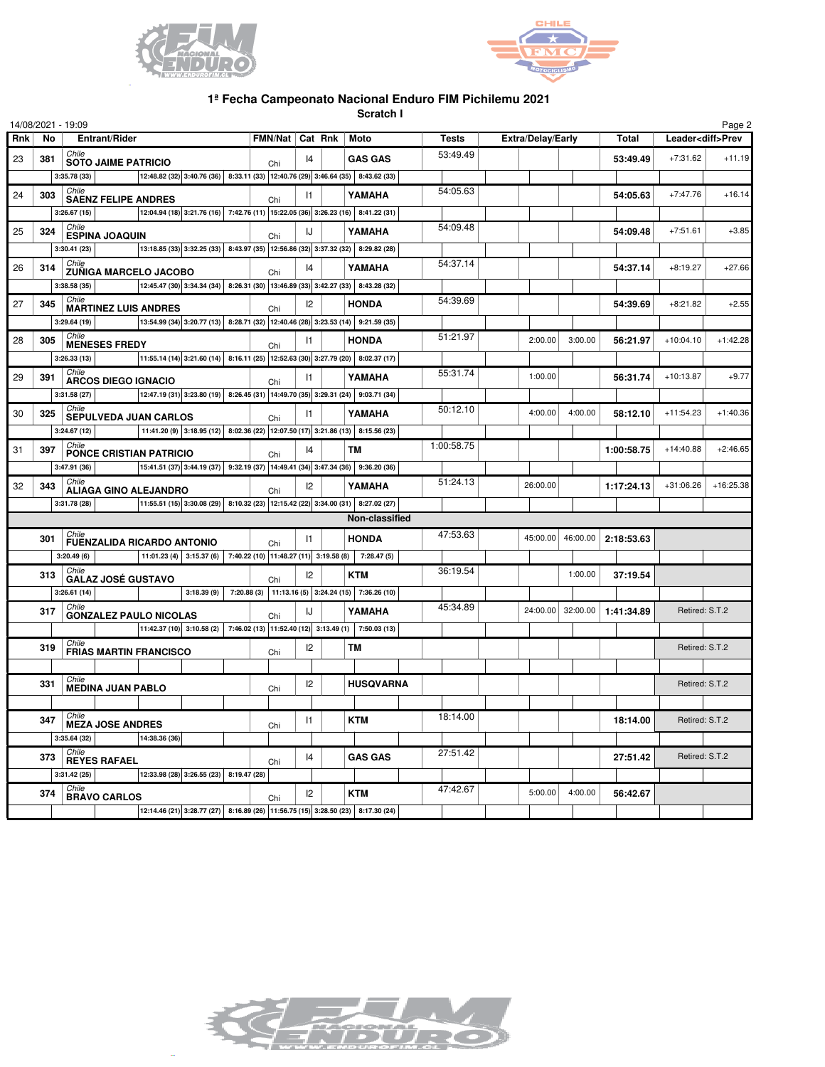# 1ª Fecha Campeonato Nacional Enduro FIM Pichilemu 2021

**Scratch I**

14/08/2021 - 19:09

| Rnk | No | Entrant/Rider | FMN/Nat | Cat | Rnk | Moto | Tests | Extra/Delay/Early | | | Total | Leader<diff>Prev | |
|---|---|---|---|---|---|---|---|---|---|---|---|---|---|
| 23 | 381 | Chile **SOTO JAIME PATRICIO** | Chi | I4 | | **GAS GAS** | 53:49.49 | | | | **53:49.49** | +7:31.62 | +11.19 |
| | | 3:35.78 (33) / 12:48.82 (32) / 3:40.76 (36) / 8:33.11 (33) / 12:40.76 (29) / 3:46.64 (35) / 8:43.62 (33) | | | | | | | | | | | |
| 24 | 303 | Chile **SAENZ FELIPE ANDRES** | Chi | I1 | | **YAMAHA** | 54:05.63 | | | | **54:05.63** | +7:47.76 | +16.14 |
| | | 3:26.67 (15) / 12:04.94 (18) / 3:21.76 (16) / 7:42.76 (11) / 15:22.05 (36) / 3:26.23 (16) / 8:41.22 (31) | | | | | | | | | | | |
| 25 | 324 | Chile **ESPINA JOAQUIN** | Chi | IJ | | **YAMAHA** | 54:09.48 | | | | **54:09.48** | +7:51.61 | +3.85 |
| | | 3:30.41 (23) / 13:18.85 (33) / 3:32.25 (33) / 8:43.97 (35) / 12:56.86 (32) / 3:37.32 (32) / 8:29.82 (28) | | | | | | | | | | | |
| 26 | 314 | Chile **ZUÑIGA MARCELO JACOBO** | Chi | I4 | | **YAMAHA** | 54:37.14 | | | | **54:37.14** | +8:19.27 | +27.66 |
| | | 3:38.58 (35) / 12:45.47 (30) / 3:34.34 (34) / 8:26.31 (30) / 13:46.89 (33) / 3:42.27 (33) / 8:43.28 (32) | | | | | | | | | | | |
| 27 | 345 | Chile **MARTINEZ LUIS ANDRES** | Chi | I2 | | **HONDA** | 54:39.69 | | | | **54:39.69** | +8:21.82 | +2.55 |
| | | 3:29.64 (19) / 13:54.99 (34) / 3:20.77 (13) / 8:28.71 (32) / 12:40.46 (28) / 3:23.53 (14) / 9:21.59 (35) | | | | | | | | | | | |
| 28 | 305 | Chile **MENESES FREDY** | Chi | I1 | | **HONDA** | 51:21.97 | | 2:00.00 | 3:00.00 | **56:21.97** | +10:04.10 | +1:42.28 |
| | | 3:26.33 (13) / 11:55.14 (14) / 3:21.60 (14) / 8:16.11 (25) / 12:52.63 (30) / 3:27.79 (20) / 8:02.37 (17) | | | | | | | | | | | |
| 29 | 391 | Chile **ARCOS DIEGO IGNACIO** | Chi | I1 | | **YAMAHA** | 55:31.74 | | 1:00.00 | | **56:31.74** | +10:13.87 | +9.77 |
| | | 3:31.58 (27) / 12:47.19 (31) / 3:23.80 (19) / 8:26.45 (31) / 14:49.70 (35) / 3:29.31 (24) / 9:03.71 (34) | | | | | | | | | | | |
| 30 | 325 | Chile **SEPULVEDA JUAN CARLOS** | Chi | I1 | | **YAMAHA** | 50:12.10 | | 4:00.00 | 4:00.00 | **58:12.10** | +11:54.23 | +1:40.36 |
| | | 3:24.67 (12) / 11:41.20 (9) / 3:18.95 (12) / 8:02.36 (22) / 12:07.50 (17) / 3:21.86 (13) / 8:15.56 (23) | | | | | | | | | | | |
| 31 | 397 | Chile **PONCE CRISTIAN PATRICIO** | Chi | I4 | | **TM** | 1:00:58.75 | | | | **1:00:58.75** | +14:40.88 | +2:46.65 |
| | | 3:47.91 (36) / 15:41.51 (37) / 3:44.19 (37) / 9:32.19 (37) / 14:49.41 (34) / 3:47.34 (36) / 9:36.20 (36) | | | | | | | | | | | |
| 32 | 343 | Chile **ALIAGA GINO ALEJANDRO** | Chi | I2 | | **YAMAHA** | 51:24.13 | | 26:00.00 | | **1:17:24.13** | +31:06.26 | +16:25.38 |
| | | 3:31.78 (28) / 11:55.51 (15) / 3:30.08 (29) / 8:10.32 (23) / 12:15.42 (22) / 3:34.00 (31) / 8:27.02 (27) | | | | | | | | | | | |
| | | | | | | **Non-classified** | | | | | | | |
| | 301 | Chile **FUENZALIDA RICARDO ANTONIO** | Chi | I1 | | **HONDA** | 47:53.63 | | 45:00.00 | 46:00.00 | **2:18:53.63** | | |
| | | 3:20.49 (6) / 11:01.23 (4) / 3:15.37 (6) / 7:40.22 (10) / 11:48.27 (11) / 3:19.58 (8) / 7:28.47 (5) | | | | | | | | | | | |
| | 313 | Chile **GALAZ JOSÉ GUSTAVO** | Chi | I2 | | **KTM** | 36:19.54 | | | 1:00.00 | **37:19.54** | | |
| | | 3:26.61 (14) / / 3:18.39 (9) / 7:20.88 (3) / 11:13.16 (5) / 3:24.24 (15) / 7:36.26 (10) | | | | | | | | | | | |
| | 317 | Chile **GONZALEZ PAULO NICOLAS** | Chi | IJ | | **YAMAHA** | 45:34.89 | | 24:00.00 | 32:00.00 | **1:41:34.89** | Retired: S.T.2 | |
| | | / 11:42.37 (10) / 3:10.58 (2) / 7:46.02 (13) / 11:52.40 (12) / 3:13.49 (1) / 7:50.03 (13) | | | | | | | | | | | |
| | 319 | Chile **FRIAS MARTIN FRANCISCO** | Chi | I2 | | **TM** | | | | | | Retired: S.T.2 | |
| | 331 | Chile **MEDINA JUAN PABLO** | Chi | I2 | | **HUSQVARNA** | | | | | | Retired: S.T.2 | |
| | 347 | Chile **MEZA JOSE ANDRES** | Chi | I1 | | **KTM** | 18:14.00 | | | | **18:14.00** | Retired: S.T.2 | |
| | | 3:35.64 (32) / 14:38.36 (36) | | | | | | | | | | | |
| | 373 | Chile **REYES RAFAEL** | Chi | I4 | | **GAS GAS** | 27:51.42 | | | | **27:51.42** | Retired: S.T.2 | |
| | | 3:31.42 (25) / 12:33.98 (28) / 3:26.55 (23) / 8:19.47 (28) | | | | | | | | | | | |
| | 374 | Chile **BRAVO CARLOS** | Chi | I2 | | **KTM** | 47:42.67 | | 5:00.00 | 4:00.00 | **56:42.67** | | |
| | | / 12:14.46 (21) / 3:28.77 (27) / 8:16.89 (26) / 11:56.75 (15) / 3:28.50 (23) / 8:17.30 (24) | | | | | | | | | | | |